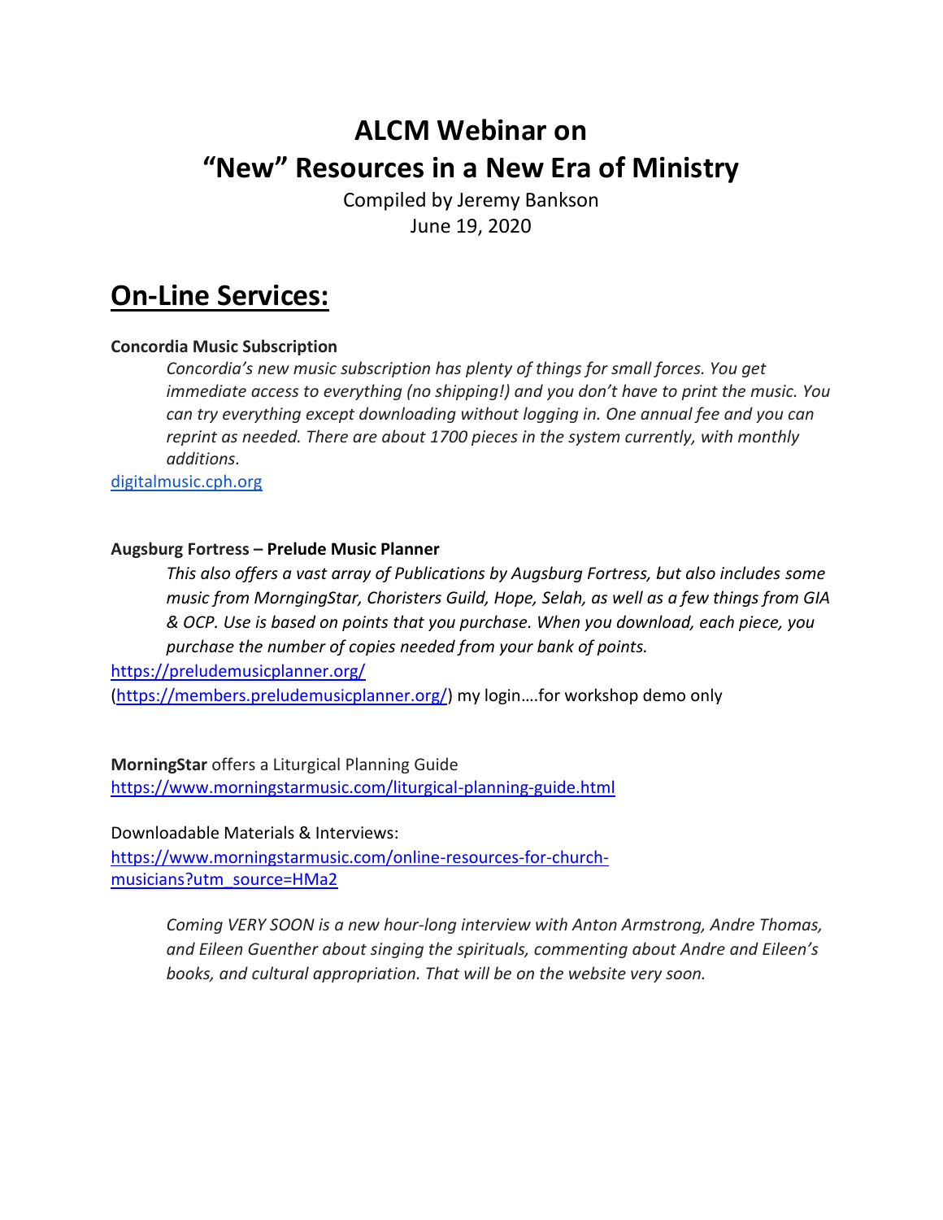# ALCM Webinar on
# "New" Resources in a New Era of Ministry

Compiled by Jeremy Bankson
June 19, 2020

## On-Line Services:

**Concordia Music Subscription**

> *Concordia's new music subscription has plenty of things for small forces. You get immediate access to everything (no shipping!) and you don't have to print the music. You can try everything except downloading without logging in. One annual fee and you can reprint as needed. There are about 1700 pieces in the system currently, with monthly additions.*

[digitalmusic.cph.org](digitalmusic.cph.org)

**Augsburg Fortress – Prelude Music Planner**

> *This also offers a vast array of Publications by Augsburg Fortress, but also includes some music from MorngingStar, Choristers Guild, Hope, Selah, as well as a few things from GIA & OCP. Use is based on points that you purchase. When you download, each piece, you purchase the number of copies needed from your bank of points.*

[https://preludemusicplanner.org/](https://preludemusicplanner.org/)
([https://members.preludemusicplanner.org/](https://members.preludemusicplanner.org/)) my login….for workshop demo only

**MorningStar** offers a Liturgical Planning Guide
[https://www.morningstarmusic.com/liturgical-planning-guide.html](https://www.morningstarmusic.com/liturgical-planning-guide.html)

Downloadable Materials & Interviews:
[https://www.morningstarmusic.com/online-resources-for-church-musicians?utm_source=HMa2](https://www.morningstarmusic.com/online-resources-for-church-musicians?utm_source=HMa2)

> *Coming VERY SOON is a new hour-long interview with Anton Armstrong, Andre Thomas, and Eileen Guenther about singing the spirituals, commenting about Andre and Eileen's books, and cultural appropriation. That will be on the website very soon.*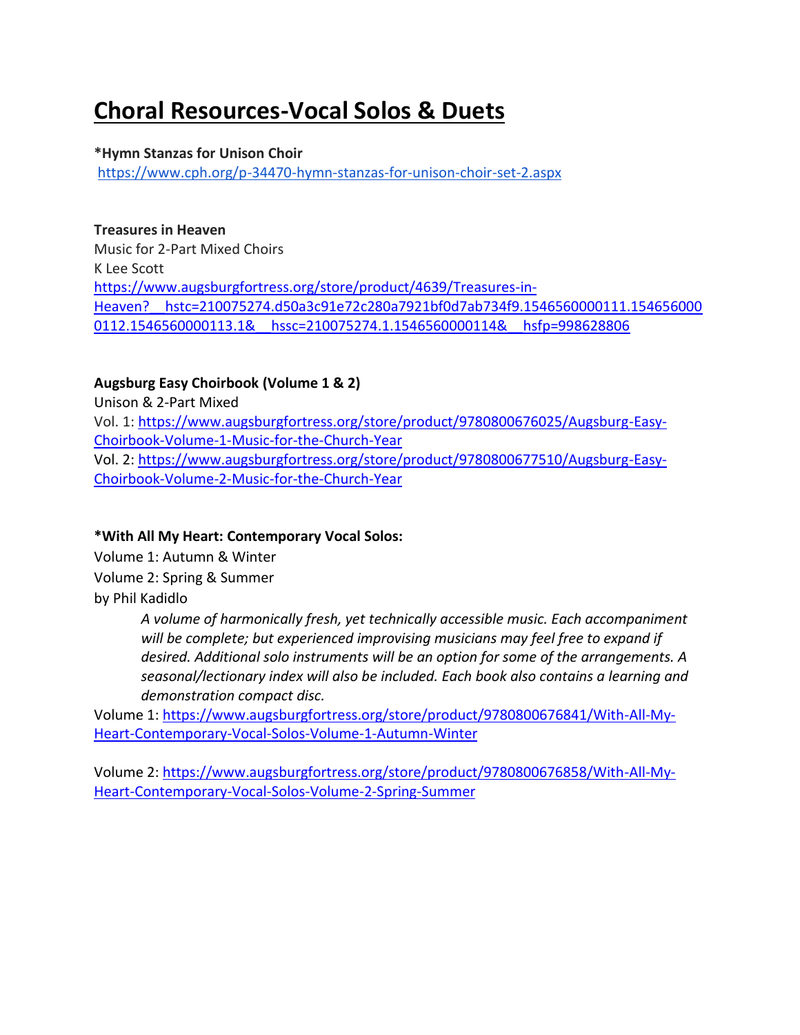# Choral Resources-Vocal Solos & Duets

**\*Hymn Stanzas for Unison Choir**
https://www.cph.org/p-34470-hymn-stanzas-for-unison-choir-set-2.aspx

**Treasures in Heaven**
Music for 2-Part Mixed Choirs
K Lee Scott
https://www.augsburgfortress.org/store/product/4639/Treasures-in-Heaven?__hstc=210075274.d50a3c91e72c280a7921bf0d7ab734f9.1546560000111.1546560000112.1546560000113.1&__hssc=210075274.1.1546560000114&__hsfp=998628806

**Augsburg Easy Choirbook (Volume 1 & 2)**
Unison & 2-Part Mixed
Vol. 1: https://www.augsburgfortress.org/store/product/9780800676025/Augsburg-Easy-Choirbook-Volume-1-Music-for-the-Church-Year
Vol. 2: https://www.augsburgfortress.org/store/product/9780800677510/Augsburg-Easy-Choirbook-Volume-2-Music-for-the-Church-Year

**\*With All My Heart: Contemporary Vocal Solos:**
Volume 1: Autumn & Winter
Volume 2: Spring & Summer
by Phil Kadidlo

> *A volume of harmonically fresh, yet technically accessible music. Each accompaniment will be complete; but experienced improvising musicians may feel free to expand if desired. Additional solo instruments will be an option for some of the arrangements. A seasonal/lectionary index will also be included. Each book also contains a learning and demonstration compact disc.*

Volume 1: https://www.augsburgfortress.org/store/product/9780800676841/With-All-My-Heart-Contemporary-Vocal-Solos-Volume-1-Autumn-Winter

Volume 2: https://www.augsburgfortress.org/store/product/9780800676858/With-All-My-Heart-Contemporary-Vocal-Solos-Volume-2-Spring-Summer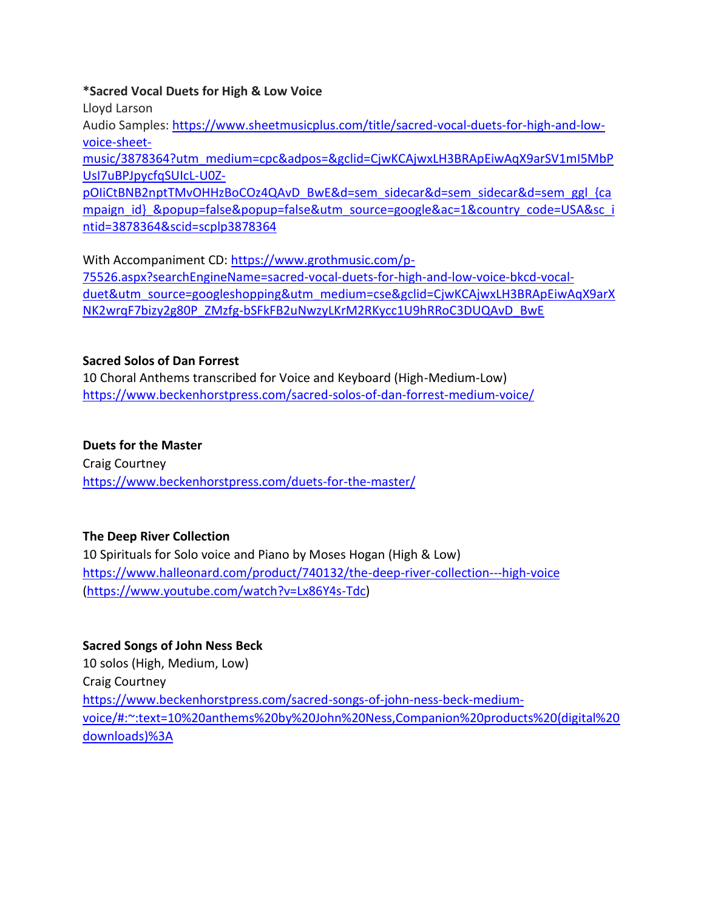**\*Sacred Vocal Duets for High & Low Voice**

Lloyd Larson

Audio Samples: https://www.sheetmusicplus.com/title/sacred-vocal-duets-for-high-and-low-voice-sheet-music/3878364?utm_medium=cpc&adpos=&gclid=CjwKCAjwxLH3BRApEiwAqX9arSV1mI5MbPUsI7uBPJpycfqSUIcL-U0Z-pOIiCtBNB2nptTMvOHHzBoCOz4QAvD_BwE&d=sem_sidecar&d=sem_sidecar&d=sem_ggl_{campaign_id}_&popup=false&popup=false&utm_source=google&ac=1&country_code=USA&sc_intid=3878364&scid=scplp3878364

With Accompaniment CD: https://www.grothmusic.com/p-75526.aspx?searchEngineName=sacred-vocal-duets-for-high-and-low-voice-bkcd-vocal-duet&utm_source=googleshopping&utm_medium=cse&gclid=CjwKCAjwxLH3BRApEiwAqX9arXNK2wrqF7bizy2g80P_ZMzfg-bSFkFB2uNwzyLKrM2RKycc1U9hRRoC3DUQAvD_BwE

**Sacred Solos of Dan Forrest**

10 Choral Anthems transcribed for Voice and Keyboard (High-Medium-Low)

https://www.beckenhorstpress.com/sacred-solos-of-dan-forrest-medium-voice/

**Duets for the Master**

Craig Courtney

https://www.beckenhorstpress.com/duets-for-the-master/

**The Deep River Collection**

10 Spirituals for Solo voice and Piano by Moses Hogan (High & Low)

https://www.halleonard.com/product/740132/the-deep-river-collection---high-voice

(https://www.youtube.com/watch?v=Lx86Y4s-Tdc)

**Sacred Songs of John Ness Beck**

10 solos (High, Medium, Low)

Craig Courtney

https://www.beckenhorstpress.com/sacred-songs-of-john-ness-beck-medium-voice/#:~:text=10%20anthems%20by%20John%20Ness,Companion%20products%20(digital%20downloads)%3A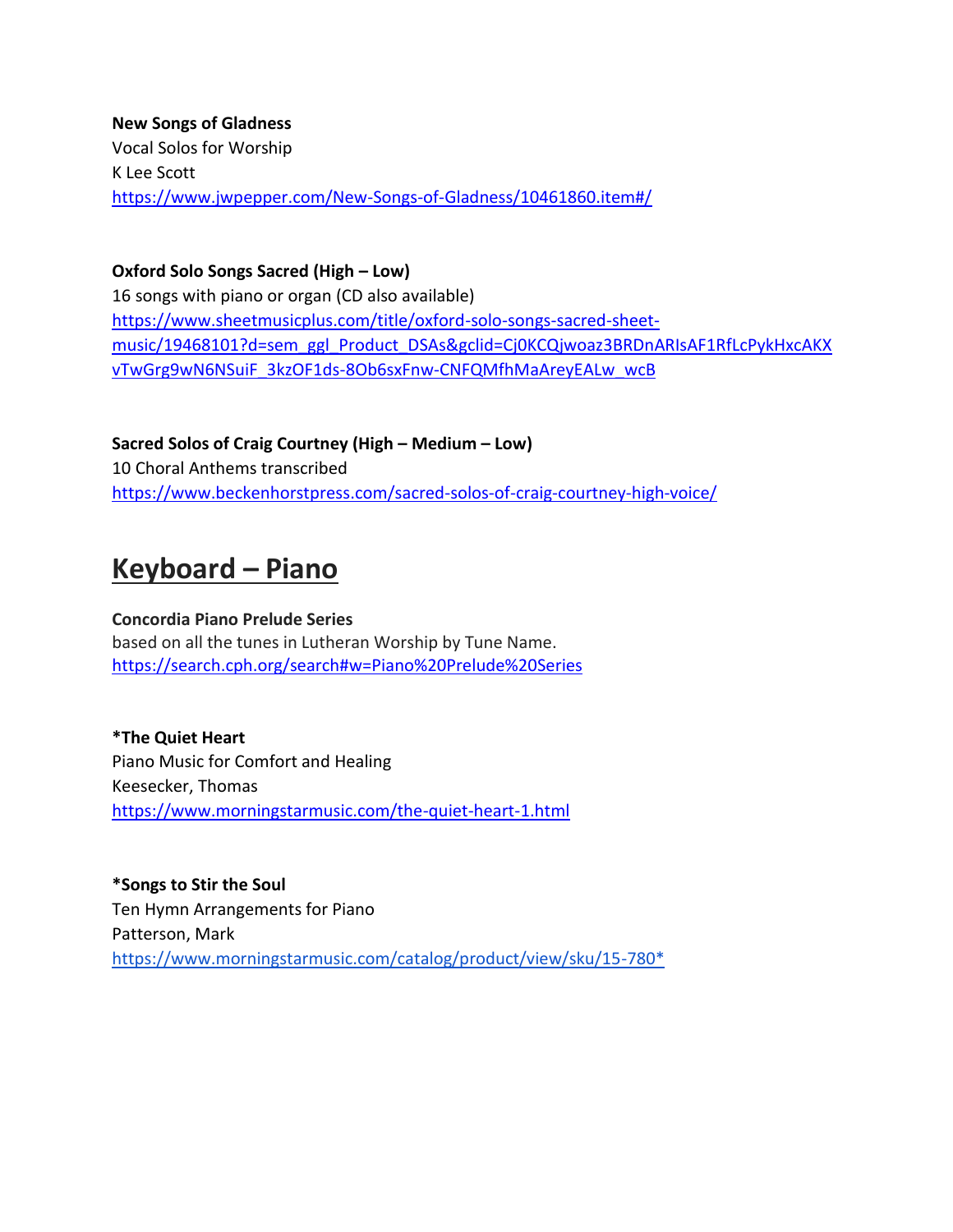**New Songs of Gladness**
Vocal Solos for Worship
K Lee Scott
https://www.jwpepper.com/New-Songs-of-Gladness/10461860.item#/

**Oxford Solo Songs Sacred (High – Low)**
16 songs with piano or organ (CD also available)
https://www.sheetmusicplus.com/title/oxford-solo-songs-sacred-sheet-music/19468101?d=sem_ggl_Product_DSAs&gclid=Cj0KCQjwoaz3BRDnARIsAF1RfLcPykHxcAKXvTwGrg9wN6NSuiF_3kzOF1ds-8Ob6sxFnw-CNFQMfhMaAreyEALw_wcB

**Sacred Solos of Craig Courtney (High – Medium – Low)**
10 Choral Anthems transcribed
https://www.beckenhorstpress.com/sacred-solos-of-craig-courtney-high-voice/

# Keyboard – Piano

**Concordia Piano Prelude Series**
based on all the tunes in Lutheran Worship by Tune Name.
https://search.cph.org/search#w=Piano%20Prelude%20Series

***The Quiet Heart**
Piano Music for Comfort and Healing
Keesecker, Thomas
https://www.morningstarmusic.com/the-quiet-heart-1.html

***Songs to Stir the Soul**
Ten Hymn Arrangements for Piano
Patterson, Mark
https://www.morningstarmusic.com/catalog/product/view/sku/15-780*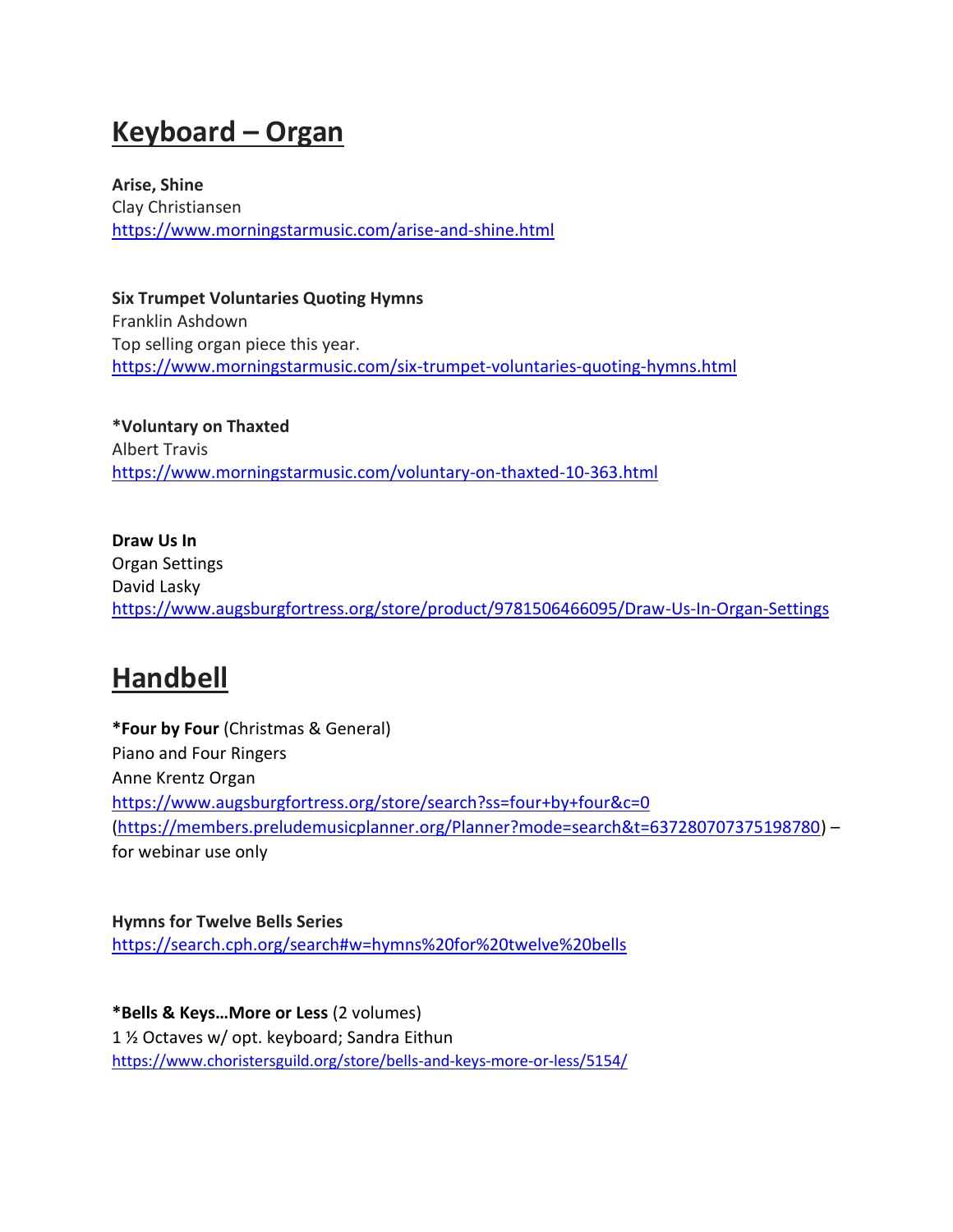## Keyboard – Organ

**Arise, Shine**
Clay Christiansen
https://www.morningstarmusic.com/arise-and-shine.html

**Six Trumpet Voluntaries Quoting Hymns**
Franklin Ashdown
Top selling organ piece this year.
https://www.morningstarmusic.com/six-trumpet-voluntaries-quoting-hymns.html

**\*Voluntary on Thaxted**
Albert Travis
https://www.morningstarmusic.com/voluntary-on-thaxted-10-363.html

**Draw Us In**
Organ Settings
David Lasky
https://www.augsburgfortress.org/store/product/9781506466095/Draw-Us-In-Organ-Settings

## Handbell

**\*Four by Four** (Christmas & General)
Piano and Four Ringers
Anne Krentz Organ
https://www.augsburgfortress.org/store/search?ss=four+by+four&c=0
(https://members.preludemusicplanner.org/Planner?mode=search&t=637280707375198780) – for webinar use only

**Hymns for Twelve Bells Series**
https://search.cph.org/search#w=hymns%20for%20twelve%20bells

**\*Bells & Keys…More or Less** (2 volumes)
1 ½ Octaves w/ opt. keyboard; Sandra Eithun
https://www.choristersguild.org/store/bells-and-keys-more-or-less/5154/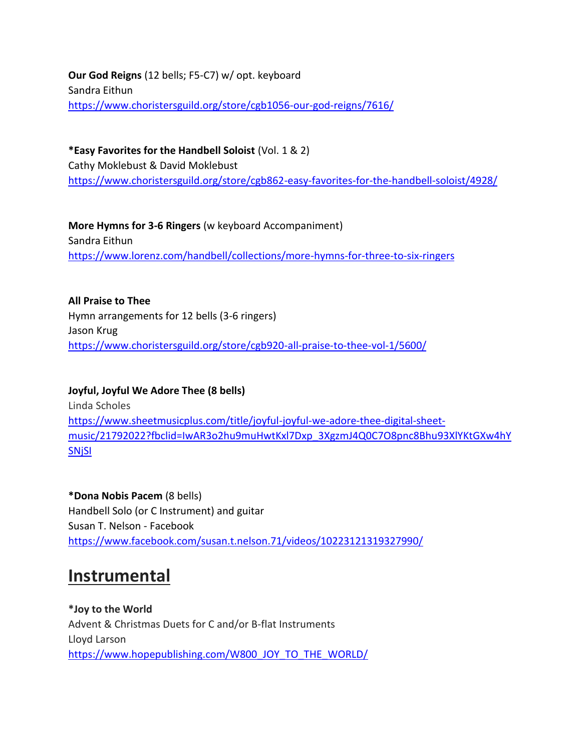**Our God Reigns** (12 bells; F5-C7) w/ opt. keyboard
Sandra Eithun
https://www.choristersguild.org/store/cgb1056-our-god-reigns/7616/

***Easy Favorites for the Handbell Soloist** (Vol. 1 & 2)
Cathy Moklebust & David Moklebust
https://www.choristersguild.org/store/cgb862-easy-favorites-for-the-handbell-soloist/4928/

**More Hymns for 3-6 Ringers** (w keyboard Accompaniment)
Sandra Eithun
https://www.lorenz.com/handbell/collections/more-hymns-for-three-to-six-ringers

**All Praise to Thee**
Hymn arrangements for 12 bells (3-6 ringers)
Jason Krug
https://www.choristersguild.org/store/cgb920-all-praise-to-thee-vol-1/5600/

**Joyful, Joyful We Adore Thee (8 bells)**
Linda Scholes
https://www.sheetmusicplus.com/title/joyful-joyful-we-adore-thee-digital-sheet-music/21792022?fbclid=IwAR3o2hu9muHwtKxl7Dxp_3XgzmJ4Q0C7O8pnc8Bhu93XlYKtGXw4hYSNjSI

***Dona Nobis Pacem** (8 bells)
Handbell Solo (or C Instrument) and guitar
Susan T. Nelson - Facebook
https://www.facebook.com/susan.t.nelson.71/videos/10223121319327990/

# Instrumental

***Joy to the World**
Advent & Christmas Duets for C and/or B-flat Instruments
Lloyd Larson
https://www.hopepublishing.com/W800_JOY_TO_THE_WORLD/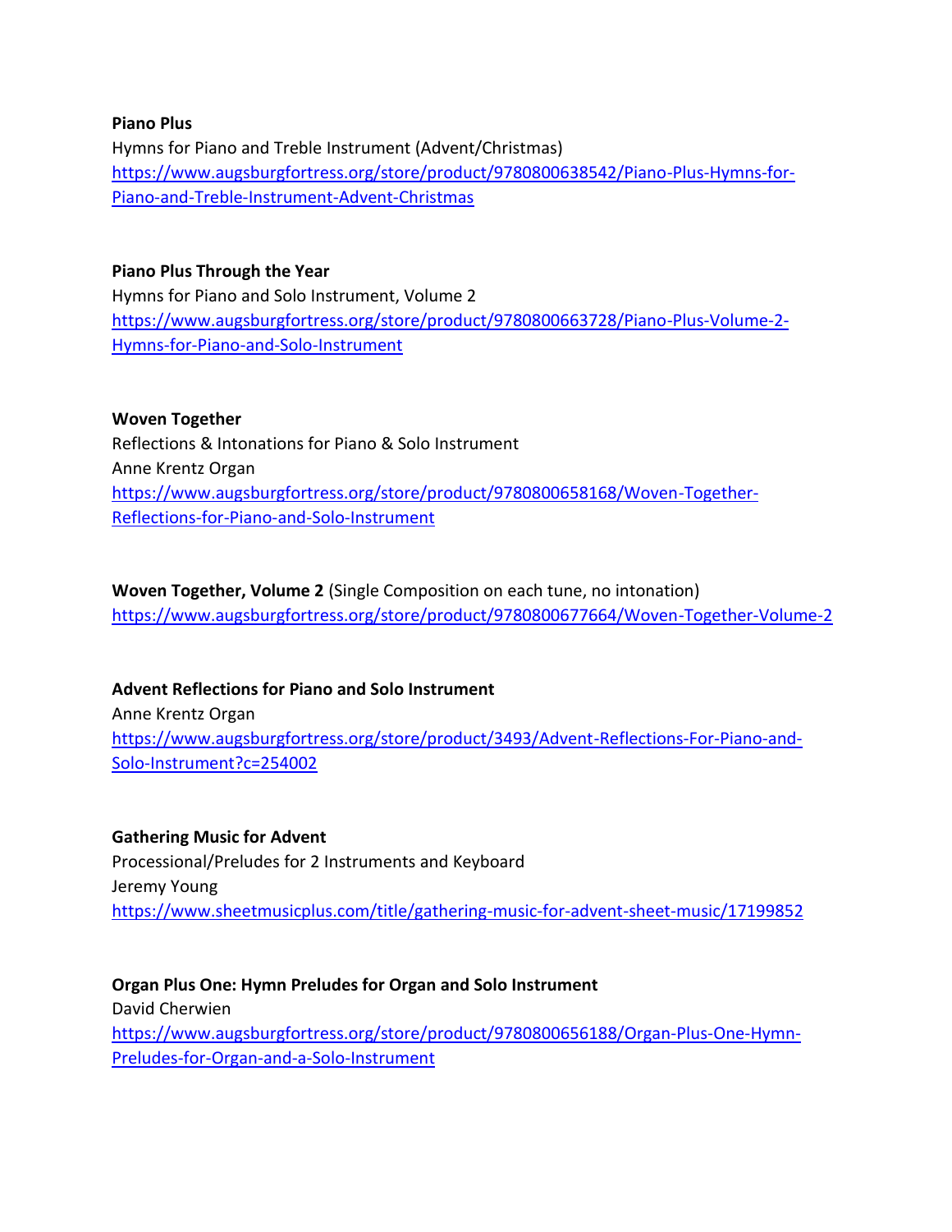**Piano Plus**
Hymns for Piano and Treble Instrument (Advent/Christmas)
https://www.augsburgfortress.org/store/product/9780800638542/Piano-Plus-Hymns-for-Piano-and-Treble-Instrument-Advent-Christmas

**Piano Plus Through the Year**
Hymns for Piano and Solo Instrument, Volume 2
https://www.augsburgfortress.org/store/product/9780800663728/Piano-Plus-Volume-2-Hymns-for-Piano-and-Solo-Instrument

**Woven Together**
Reflections & Intonations for Piano & Solo Instrument
Anne Krentz Organ
https://www.augsburgfortress.org/store/product/9780800658168/Woven-Together-Reflections-for-Piano-and-Solo-Instrument

**Woven Together, Volume 2** (Single Composition on each tune, no intonation)
https://www.augsburgfortress.org/store/product/9780800677664/Woven-Together-Volume-2

**Advent Reflections for Piano and Solo Instrument**
Anne Krentz Organ
https://www.augsburgfortress.org/store/product/3493/Advent-Reflections-For-Piano-and-Solo-Instrument?c=254002

**Gathering Music for Advent**
Processional/Preludes for 2 Instruments and Keyboard
Jeremy Young
https://www.sheetmusicplus.com/title/gathering-music-for-advent-sheet-music/17199852

**Organ Plus One: Hymn Preludes for Organ and Solo Instrument**
David Cherwien
https://www.augsburgfortress.org/store/product/9780800656188/Organ-Plus-One-Hymn-Preludes-for-Organ-and-a-Solo-Instrument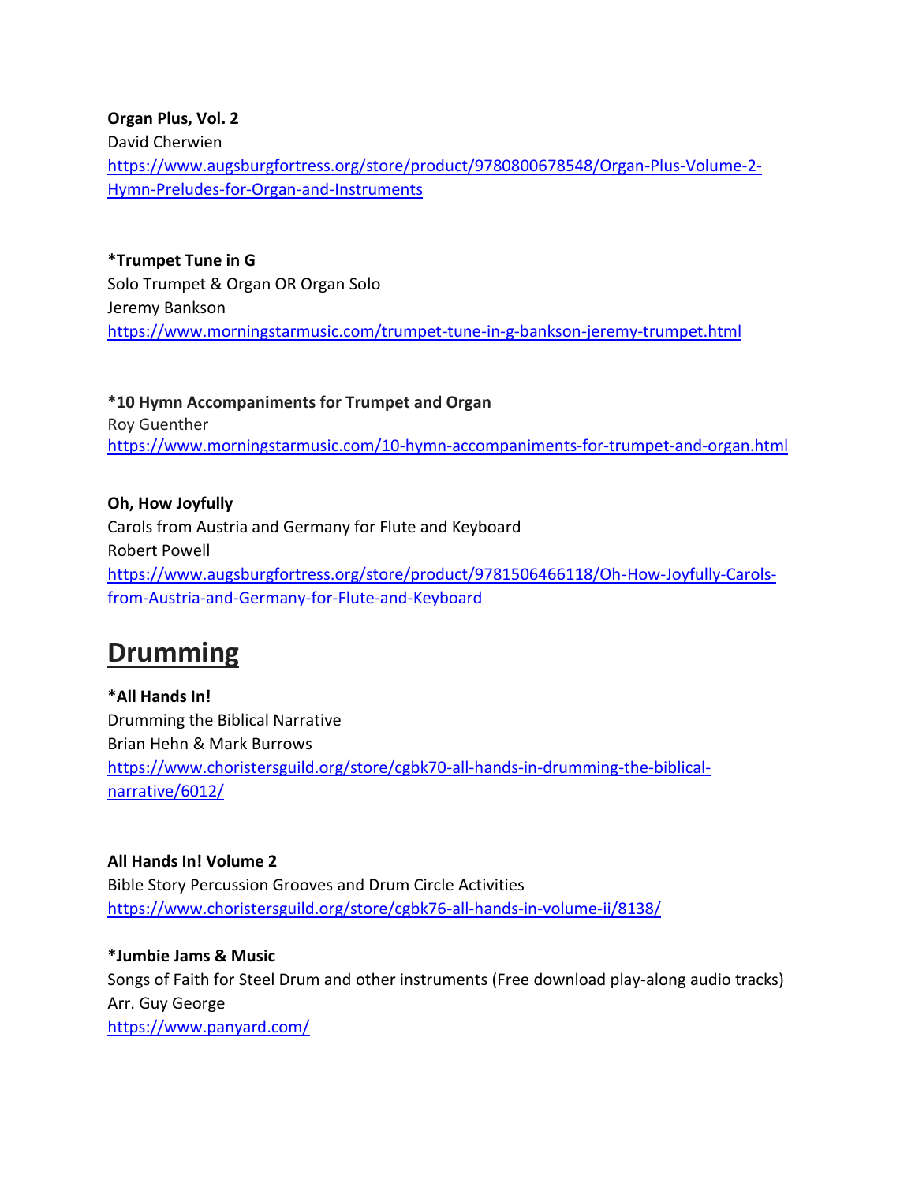**Organ Plus, Vol. 2**
David Cherwien
https://www.augsburgfortress.org/store/product/9780800678548/Organ-Plus-Volume-2-Hymn-Preludes-for-Organ-and-Instruments

**\*Trumpet Tune in G**
Solo Trumpet & Organ OR Organ Solo
Jeremy Bankson
https://www.morningstarmusic.com/trumpet-tune-in-g-bankson-jeremy-trumpet.html

**\*10 Hymn Accompaniments for Trumpet and Organ**
Roy Guenther
https://www.morningstarmusic.com/10-hymn-accompaniments-for-trumpet-and-organ.html

**Oh, How Joyfully**
Carols from Austria and Germany for Flute and Keyboard
Robert Powell
https://www.augsburgfortress.org/store/product/9781506466118/Oh-How-Joyfully-Carols-from-Austria-and-Germany-for-Flute-and-Keyboard

## Drumming

**\*All Hands In!**
Drumming the Biblical Narrative
Brian Hehn & Mark Burrows
https://www.choristersguild.org/store/cgbk70-all-hands-in-drumming-the-biblical-narrative/6012/

**All Hands In! Volume 2**
Bible Story Percussion Grooves and Drum Circle Activities
https://www.choristersguild.org/store/cgbk76-all-hands-in-volume-ii/8138/

**\*Jumbie Jams & Music**
Songs of Faith for Steel Drum and other instruments (Free download play-along audio tracks)
Arr. Guy George
https://www.panyard.com/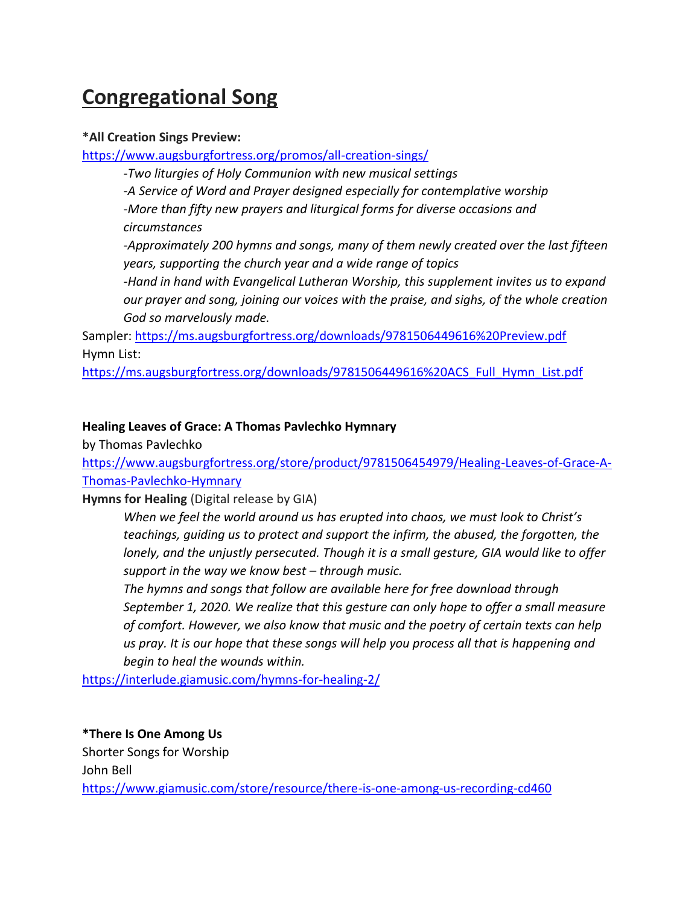# Congregational Song

**\*All Creation Sings Preview:**
https://www.augsburgfortress.org/promos/all-creation-sings/

> *-Two liturgies of Holy Communion with new musical settings*
> *-A Service of Word and Prayer designed especially for contemplative worship*
> *-More than fifty new prayers and liturgical forms for diverse occasions and circumstances*
> *-Approximately 200 hymns and songs, many of them newly created over the last fifteen years, supporting the church year and a wide range of topics*
> *-Hand in hand with Evangelical Lutheran Worship, this supplement invites us to expand our prayer and song, joining our voices with the praise, and sighs, of the whole creation God so marvelously made.*

Sampler: https://ms.augsburgfortress.org/downloads/9781506449616%20Preview.pdf
Hymn List:
https://ms.augsburgfortress.org/downloads/9781506449616%20ACS_Full_Hymn_List.pdf

**Healing Leaves of Grace: A Thomas Pavlechko Hymnary**
by Thomas Pavlechko
https://www.augsburgfortress.org/store/product/9781506454979/Healing-Leaves-of-Grace-A-Thomas-Pavlechko-Hymnary

**Hymns for Healing** (Digital release by GIA)

> *When we feel the world around us has erupted into chaos, we must look to Christ's teachings, guiding us to protect and support the infirm, the abused, the forgotten, the lonely, and the unjustly persecuted. Though it is a small gesture, GIA would like to offer support in the way we know best – through music.*
> *The hymns and songs that follow are available here for free download through September 1, 2020. We realize that this gesture can only hope to offer a small measure of comfort. However, we also know that music and the poetry of certain texts can help us pray. It is our hope that these songs will help you process all that is happening and begin to heal the wounds within.*

https://interlude.giamusic.com/hymns-for-healing-2/

**\*There Is One Among Us**
Shorter Songs for Worship
John Bell
https://www.giamusic.com/store/resource/there-is-one-among-us-recording-cd460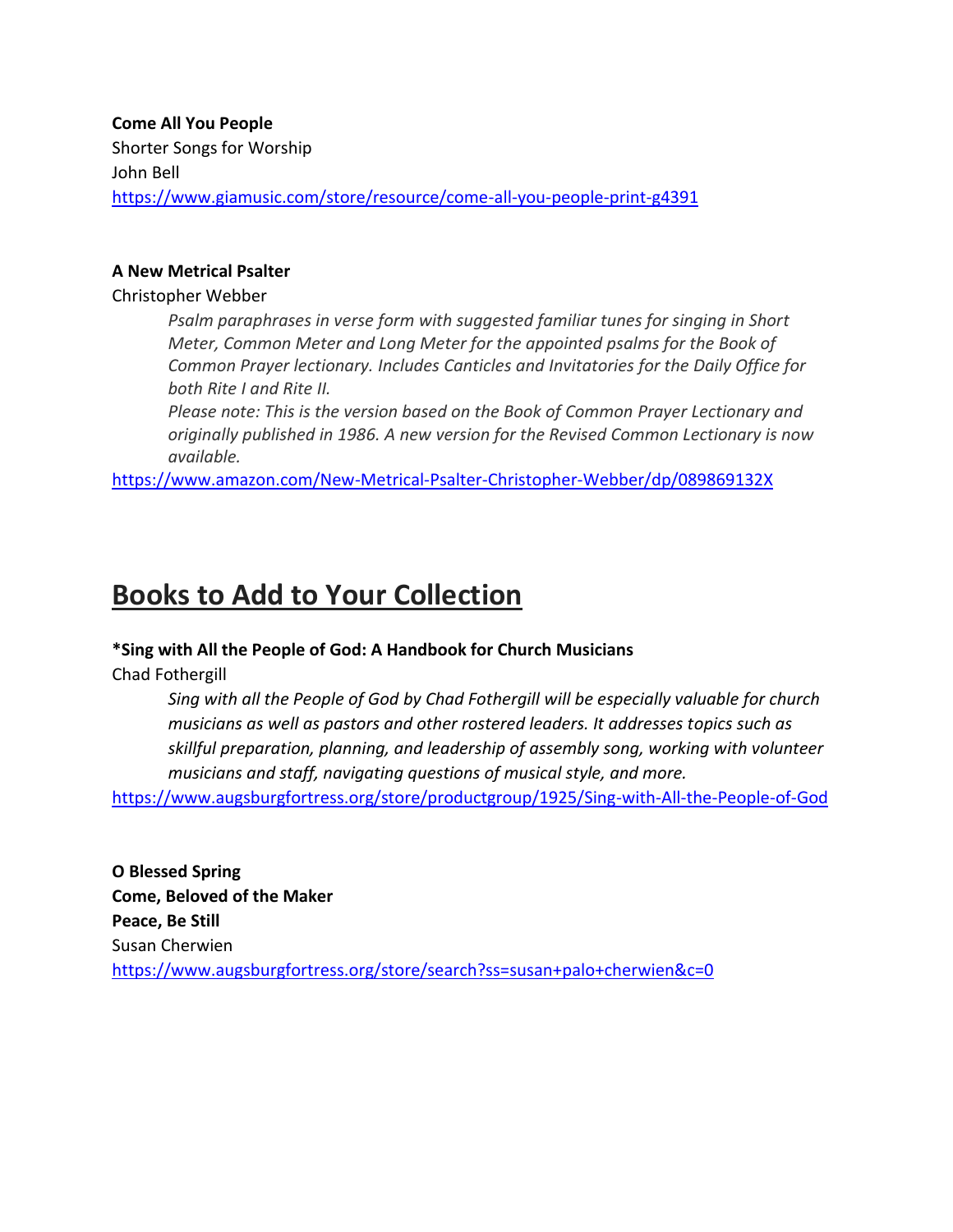**Come All You People**
Shorter Songs for Worship
John Bell
https://www.giamusic.com/store/resource/come-all-you-people-print-g4391

**A New Metrical Psalter**
Christopher Webber

> *Psalm paraphrases in verse form with suggested familiar tunes for singing in Short Meter, Common Meter and Long Meter for the appointed psalms for the Book of Common Prayer lectionary. Includes Canticles and Invitatories for the Daily Office for both Rite I and Rite II.*
> *Please note: This is the version based on the Book of Common Prayer Lectionary and originally published in 1986. A new version for the Revised Common Lectionary is now available.*

https://www.amazon.com/New-Metrical-Psalter-Christopher-Webber/dp/089869132X

# Books to Add to Your Collection

**\*Sing with All the People of God: A Handbook for Church Musicians**
Chad Fothergill

> *Sing with all the People of God by Chad Fothergill will be especially valuable for church musicians as well as pastors and other rostered leaders. It addresses topics such as skillful preparation, planning, and leadership of assembly song, working with volunteer musicians and staff, navigating questions of musical style, and more.*

https://www.augsburgfortress.org/store/productgroup/1925/Sing-with-All-the-People-of-God

**O Blessed Spring**
**Come, Beloved of the Maker**
**Peace, Be Still**
Susan Cherwien
https://www.augsburgfortress.org/store/search?ss=susan+palo+cherwien&c=0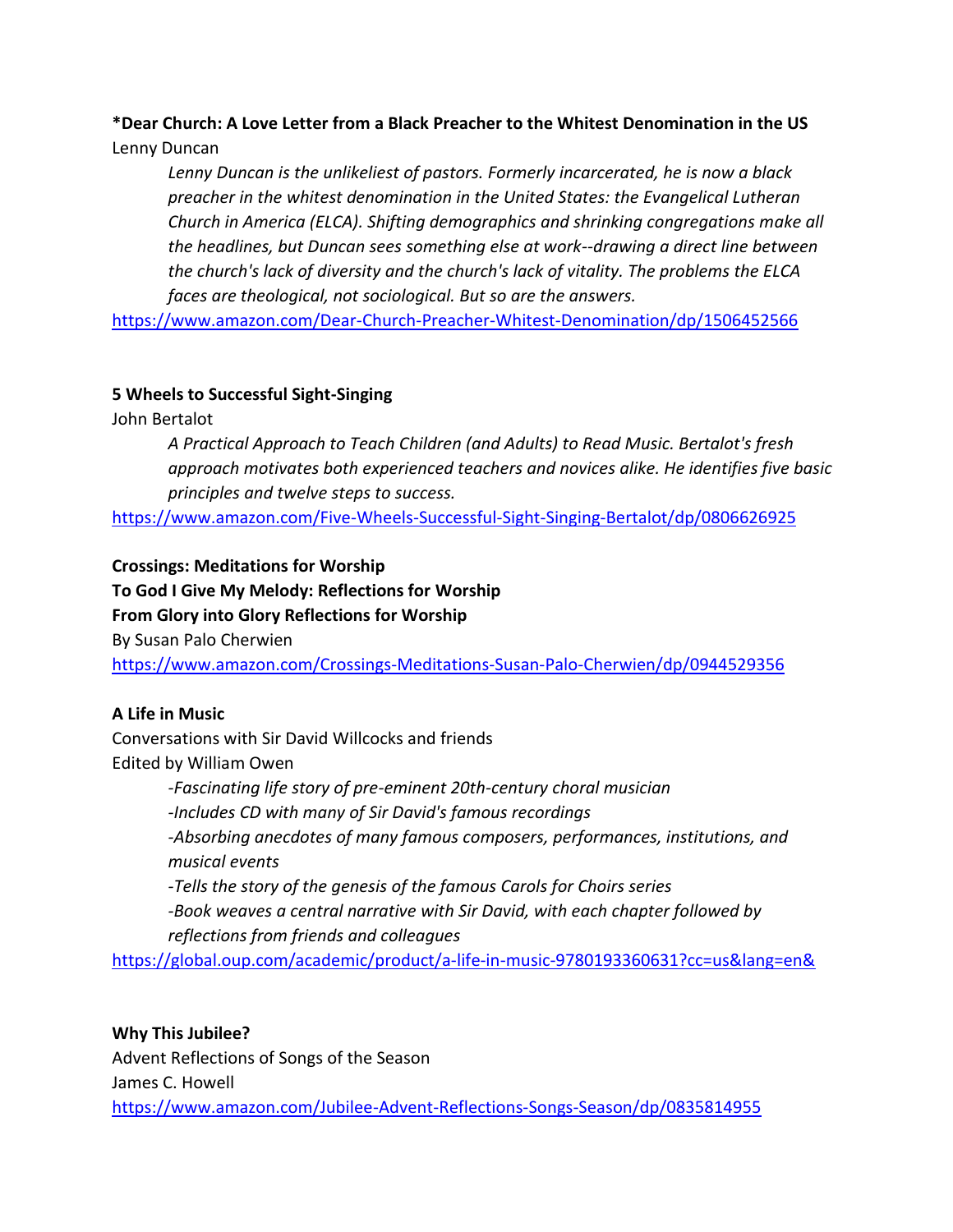**\*Dear Church: A Love Letter from a Black Preacher to the Whitest Denomination in the US**
Lenny Duncan

> *Lenny Duncan is the unlikeliest of pastors. Formerly incarcerated, he is now a black preacher in the whitest denomination in the United States: the Evangelical Lutheran Church in America (ELCA). Shifting demographics and shrinking congregations make all the headlines, but Duncan sees something else at work--drawing a direct line between the church's lack of diversity and the church's lack of vitality. The problems the ELCA faces are theological, not sociological. But so are the answers.*

https://www.amazon.com/Dear-Church-Preacher-Whitest-Denomination/dp/1506452566

**5 Wheels to Successful Sight-Singing**
John Bertalot

> *A Practical Approach to Teach Children (and Adults) to Read Music. Bertalot's fresh approach motivates both experienced teachers and novices alike. He identifies five basic principles and twelve steps to success.*

https://www.amazon.com/Five-Wheels-Successful-Sight-Singing-Bertalot/dp/0806626925

**Crossings: Meditations for Worship**
**To God I Give My Melody: Reflections for Worship**
**From Glory into Glory Reflections for Worship**
By Susan Palo Cherwien
https://www.amazon.com/Crossings-Meditations-Susan-Palo-Cherwien/dp/0944529356

**A Life in Music**
Conversations with Sir David Willcocks and friends
Edited by William Owen

> *-Fascinating life story of pre-eminent 20th-century choral musician*
> *-Includes CD with many of Sir David's famous recordings*
> *-Absorbing anecdotes of many famous composers, performances, institutions, and musical events*
> *-Tells the story of the genesis of the famous Carols for Choirs series*
> *-Book weaves a central narrative with Sir David, with each chapter followed by reflections from friends and colleagues*

https://global.oup.com/academic/product/a-life-in-music-9780193360631?cc=us&lang=en&

**Why This Jubilee?**
Advent Reflections of Songs of the Season
James C. Howell
https://www.amazon.com/Jubilee-Advent-Reflections-Songs-Season/dp/0835814955